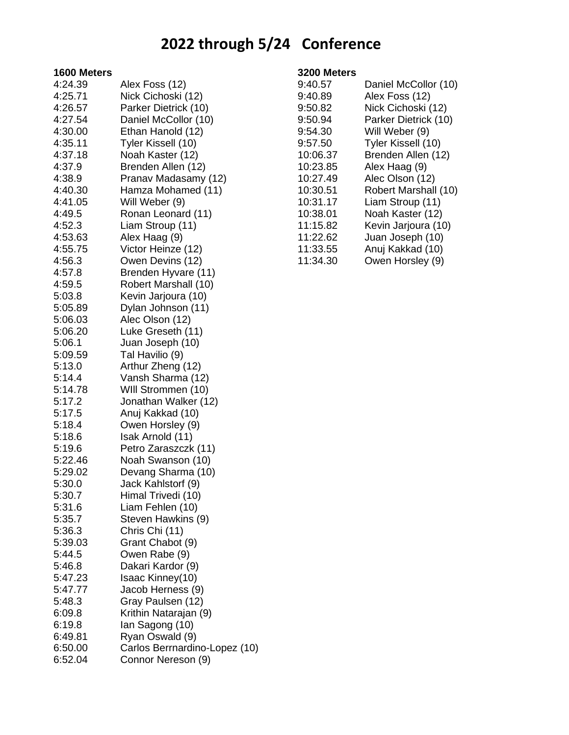# 2022 through 5/24   Conference

**1600 Meters**

| Time | Name |
|---|---|
| 4:24.39 | Alex Foss (12) |
| 4:25.71 | Nick Cichoski (12) |
| 4:26.57 | Parker Dietrick (10) |
| 4:27.54 | Daniel McCollor (10) |
| 4:30.00 | Ethan Hanold (12) |
| 4:35.11 | Tyler Kissell (10) |
| 4:37.18 | Noah Kaster (12) |
| 4:37.9 | Brenden Allen (12) |
| 4:38.9 | Pranav Madasamy (12) |
| 4:40.30 | Hamza Mohamed (11) |
| 4:41.05 | Will Weber (9) |
| 4:49.5 | Ronan Leonard (11) |
| 4:52.3 | Liam Stroup (11) |
| 4:53.63 | Alex Haag (9) |
| 4:55.75 | Victor Heinze (12) |
| 4:56.3 | Owen Devins (12) |
| 4:57.8 | Brenden Hyvare (11) |
| 4:59.5 | Robert Marshall (10) |
| 5:03.8 | Kevin Jarjoura (10) |
| 5:05.89 | Dylan Johnson (11) |
| 5:06.03 | Alec Olson (12) |
| 5:06.20 | Luke Greseth (11) |
| 5:06.1 | Juan Joseph (10) |
| 5:09.59 | Tal Havilio (9) |
| 5:13.0 | Arthur Zheng (12) |
| 5:14.4 | Vansh Sharma (12) |
| 5:14.78 | WIll Strommen (10) |
| 5:17.2 | Jonathan Walker (12) |
| 5:17.5 | Anuj Kakkad (10) |
| 5:18.4 | Owen Horsley (9) |
| 5:18.6 | Isak Arnold (11) |
| 5:19.6 | Petro Zaraszczk (11) |
| 5:22.46 | Noah Swanson (10) |
| 5:29.02 | Devang Sharma (10) |
| 5:30.0 | Jack Kahlstorf (9) |
| 5:30.7 | Himal Trivedi (10) |
| 5:31.6 | Liam Fehlen (10) |
| 5:35.7 | Steven Hawkins (9) |
| 5:36.3 | Chris Chi (11) |
| 5:39.03 | Grant Chabot (9) |
| 5:44.5 | Owen Rabe (9) |
| 5:46.8 | Dakari Kardor (9) |
| 5:47.23 | Isaac Kinney(10) |
| 5:47.77 | Jacob Herness (9) |
| 5:48.3 | Gray Paulsen (12) |
| 6:09.8 | Krithin Natarajan (9) |
| 6:19.8 | Ian Sagong (10) |
| 6:49.81 | Ryan Oswald (9) |
| 6:50.00 | Carlos Berrnardino-Lopez (10) |
| 6:52.04 | Connor Nereson (9) |

**3200 Meters**

| Time | Name |
|---|---|
| 9:40.57 | Daniel McCollor (10) |
| 9:40.89 | Alex Foss (12) |
| 9:50.82 | Nick Cichoski (12) |
| 9:50.94 | Parker Dietrick (10) |
| 9:54.30 | Will Weber (9) |
| 9:57.50 | Tyler Kissell (10) |
| 10:06.37 | Brenden Allen (12) |
| 10:23.85 | Alex Haag (9) |
| 10:27.49 | Alec Olson (12) |
| 10:30.51 | Robert Marshall (10) |
| 10:31.17 | Liam Stroup (11) |
| 10:38.01 | Noah Kaster (12) |
| 11:15.82 | Kevin Jarjoura (10) |
| 11:22.62 | Juan Joseph (10) |
| 11:33.55 | Anuj Kakkad (10) |
| 11:34.30 | Owen Horsley (9) |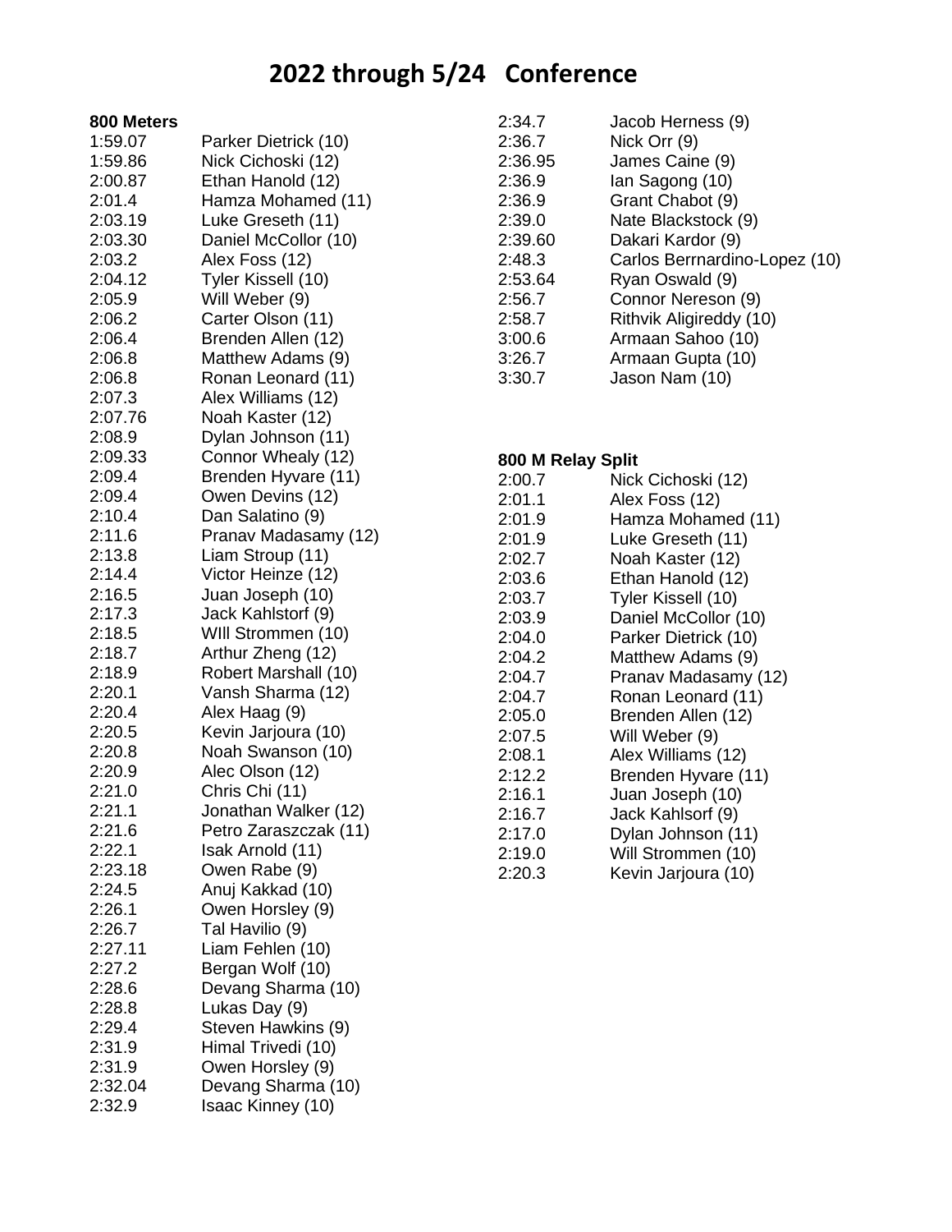# 2022 through 5/24 Conference

**800 Meters**

| Time | Name |
|---|---|
| 1:59.07 | Parker Dietrick (10) |
| 1:59.86 | Nick Cichoski (12) |
| 2:00.87 | Ethan Hanold (12) |
| 2:01.4 | Hamza Mohamed (11) |
| 2:03.19 | Luke Greseth (11) |
| 2:03.30 | Daniel McCollor (10) |
| 2:03.2 | Alex Foss (12) |
| 2:04.12 | Tyler Kissell (10) |
| 2:05.9 | Will Weber (9) |
| 2:06.2 | Carter Olson (11) |
| 2:06.4 | Brenden Allen (12) |
| 2:06.8 | Matthew Adams (9) |
| 2:06.8 | Ronan Leonard (11) |
| 2:07.3 | Alex Williams (12) |
| 2:07.76 | Noah Kaster (12) |
| 2:08.9 | Dylan Johnson (11) |
| 2:09.33 | Connor Whealy (12) |
| 2:09.4 | Brenden Hyvare (11) |
| 2:09.4 | Owen Devins (12) |
| 2:10.4 | Dan Salatino (9) |
| 2:11.6 | Pranav Madasamy (12) |
| 2:13.8 | Liam Stroup (11) |
| 2:14.4 | Victor Heinze (12) |
| 2:16.5 | Juan Joseph (10) |
| 2:17.3 | Jack Kahlstorf (9) |
| 2:18.5 | WIll Strommen (10) |
| 2:18.7 | Arthur Zheng (12) |
| 2:18.9 | Robert Marshall (10) |
| 2:20.1 | Vansh Sharma (12) |
| 2:20.4 | Alex Haag (9) |
| 2:20.5 | Kevin Jarjoura (10) |
| 2:20.8 | Noah Swanson (10) |
| 2:20.9 | Alec Olson (12) |
| 2:21.0 | Chris Chi (11) |
| 2:21.1 | Jonathan Walker (12) |
| 2:21.6 | Petro Zaraszczak (11) |
| 2:22.1 | Isak Arnold (11) |
| 2:23.18 | Owen Rabe (9) |
| 2:24.5 | Anuj Kakkad (10) |
| 2:26.1 | Owen Horsley (9) |
| 2:26.7 | Tal Havilio (9) |
| 2:27.11 | Liam Fehlen (10) |
| 2:27.2 | Bergan Wolf (10) |
| 2:28.6 | Devang Sharma (10) |
| 2:28.8 | Lukas Day (9) |
| 2:29.4 | Steven Hawkins (9) |
| 2:31.9 | Himal Trivedi (10) |
| 2:31.9 | Owen Horsley (9) |
| 2:32.04 | Devang Sharma (10) |
| 2:32.9 | Isaac Kinney (10) |
| 2:34.7 | Jacob Herness (9) |
| 2:36.7 | Nick Orr (9) |
| 2:36.95 | James Caine (9) |
| 2:36.9 | Ian Sagong (10) |
| 2:36.9 | Grant Chabot (9) |
| 2:39.0 | Nate Blackstock (9) |
| 2:39.60 | Dakari Kardor (9) |
| 2:48.3 | Carlos Berrnardino-Lopez (10) |
| 2:53.64 | Ryan Oswald (9) |
| 2:56.7 | Connor Nereson (9) |
| 2:58.7 | Rithvik Aligireddy (10) |
| 3:00.6 | Armaan Sahoo (10) |
| 3:26.7 | Armaan Gupta (10) |
| 3:30.7 | Jason Nam (10) |

**800 M Relay Split**

| Time | Name |
|---|---|
| 2:00.7 | Nick Cichoski (12) |
| 2:01.1 | Alex Foss (12) |
| 2:01.9 | Hamza Mohamed (11) |
| 2:01.9 | Luke Greseth (11) |
| 2:02.7 | Noah Kaster (12) |
| 2:03.6 | Ethan Hanold (12) |
| 2:03.7 | Tyler Kissell (10) |
| 2:03.9 | Daniel McCollor (10) |
| 2:04.0 | Parker Dietrick (10) |
| 2:04.2 | Matthew Adams (9) |
| 2:04.7 | Pranav Madasamy (12) |
| 2:04.7 | Ronan Leonard (11) |
| 2:05.0 | Brenden Allen (12) |
| 2:07.5 | Will Weber (9) |
| 2:08.1 | Alex Williams (12) |
| 2:12.2 | Brenden Hyvare (11) |
| 2:16.1 | Juan Joseph (10) |
| 2:16.7 | Jack Kahlsorf (9) |
| 2:17.0 | Dylan Johnson (11) |
| 2:19.0 | Will Strommen (10) |
| 2:20.3 | Kevin Jarjoura (10) |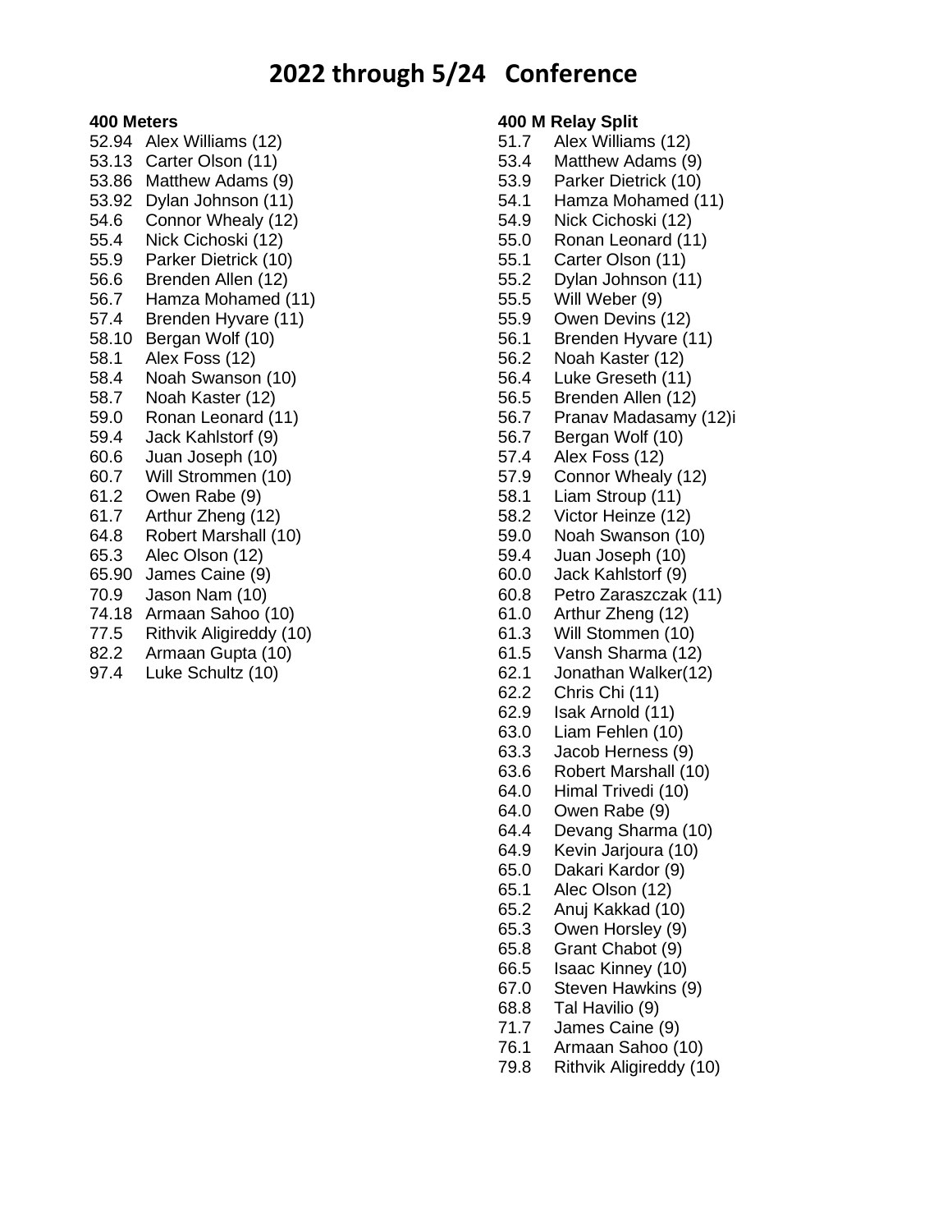# 2022 through 5/24 Conference

**400 Meters**

| | |
|---|---|
| 52.94 | Alex Williams (12) |
| 53.13 | Carter Olson (11) |
| 53.86 | Matthew Adams (9) |
| 53.92 | Dylan Johnson (11) |
| 54.6 | Connor Whealy (12) |
| 55.4 | Nick Cichoski (12) |
| 55.9 | Parker Dietrick (10) |
| 56.6 | Brenden Allen (12) |
| 56.7 | Hamza Mohamed (11) |
| 57.4 | Brenden Hyvare (11) |
| 58.10 | Bergan Wolf (10) |
| 58.1 | Alex Foss (12) |
| 58.4 | Noah Swanson (10) |
| 58.7 | Noah Kaster (12) |
| 59.0 | Ronan Leonard (11) |
| 59.4 | Jack Kahlstorf (9) |
| 60.6 | Juan Joseph (10) |
| 60.7 | Will Strommen (10) |
| 61.2 | Owen Rabe (9) |
| 61.7 | Arthur Zheng (12) |
| 64.8 | Robert Marshall (10) |
| 65.3 | Alec Olson (12) |
| 65.90 | James Caine (9) |
| 70.9 | Jason Nam (10) |
| 74.18 | Armaan Sahoo (10) |
| 77.5 | Rithvik Aligireddy (10) |
| 82.2 | Armaan Gupta (10) |
| 97.4 | Luke Schultz (10) |

**400 M Relay Split**

| | |
|---|---|
| 51.7 | Alex Williams (12) |
| 53.4 | Matthew Adams (9) |
| 53.9 | Parker Dietrick (10) |
| 54.1 | Hamza Mohamed (11) |
| 54.9 | Nick Cichoski (12) |
| 55.0 | Ronan Leonard (11) |
| 55.1 | Carter Olson (11) |
| 55.2 | Dylan Johnson (11) |
| 55.5 | Will Weber (9) |
| 55.9 | Owen Devins (12) |
| 56.1 | Brenden Hyvare (11) |
| 56.2 | Noah Kaster (12) |
| 56.4 | Luke Greseth (11) |
| 56.5 | Brenden Allen (12) |
| 56.7 | Pranav Madasamy (12)i |
| 56.7 | Bergan Wolf (10) |
| 57.4 | Alex Foss (12) |
| 57.9 | Connor Whealy (12) |
| 58.1 | Liam Stroup (11) |
| 58.2 | Victor Heinze (12) |
| 59.0 | Noah Swanson (10) |
| 59.4 | Juan Joseph (10) |
| 60.0 | Jack Kahlstorf (9) |
| 60.8 | Petro Zaraszczak (11) |
| 61.0 | Arthur Zheng (12) |
| 61.3 | Will Stommen (10) |
| 61.5 | Vansh Sharma (12) |
| 62.1 | Jonathan Walker(12) |
| 62.2 | Chris Chi (11) |
| 62.9 | Isak Arnold (11) |
| 63.0 | Liam Fehlen (10) |
| 63.3 | Jacob Herness (9) |
| 63.6 | Robert Marshall (10) |
| 64.0 | Himal Trivedi (10) |
| 64.0 | Owen Rabe (9) |
| 64.4 | Devang Sharma (10) |
| 64.9 | Kevin Jarjoura (10) |
| 65.0 | Dakari Kardor (9) |
| 65.1 | Alec Olson (12) |
| 65.2 | Anuj Kakkad (10) |
| 65.3 | Owen Horsley (9) |
| 65.8 | Grant Chabot (9) |
| 66.5 | Isaac Kinney (10) |
| 67.0 | Steven Hawkins (9) |
| 68.8 | Tal Havilio (9) |
| 71.7 | James Caine (9) |
| 76.1 | Armaan Sahoo (10) |
| 79.8 | Rithvik Aligireddy (10) |